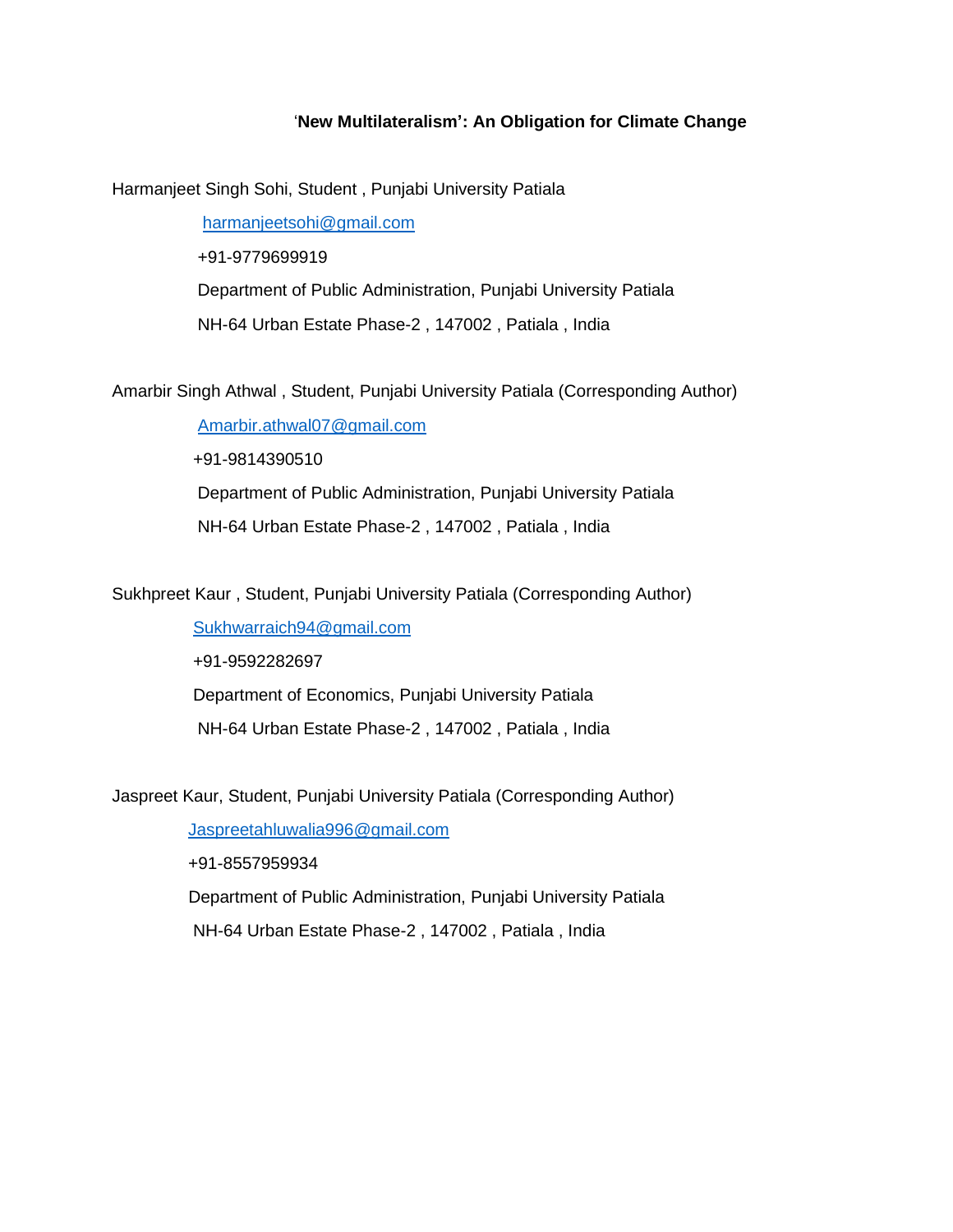# 'New Multilateralism': An Obligation for Climate Change

Harmanjeet Singh Sohi, Student , Punjabi University Patiala

harmanjeetsohi@gmail.com

+91-9779699919

Department of Public Administration, Punjabi University Patiala

NH-64 Urban Estate Phase-2 , 147002 , Patiala , India

Amarbir Singh Athwal , Student, Punjabi University Patiala (Corresponding Author)

Amarbir.athwal07@gmail.com

+91-9814390510

Department of Public Administration, Punjabi University Patiala

NH-64 Urban Estate Phase-2 , 147002 , Patiala , India

Sukhpreet Kaur , Student, Punjabi University Patiala (Corresponding Author)

Sukhwarraich94@gmail.com

+91-9592282697

Department of Economics, Punjabi University Patiala

NH-64 Urban Estate Phase-2 , 147002 , Patiala , India

Jaspreet Kaur, Student, Punjabi University Patiala (Corresponding Author)

Jaspreetahluwalia996@gmail.com

+91-8557959934

Department of Public Administration, Punjabi University Patiala

NH-64 Urban Estate Phase-2 , 147002 , Patiala , India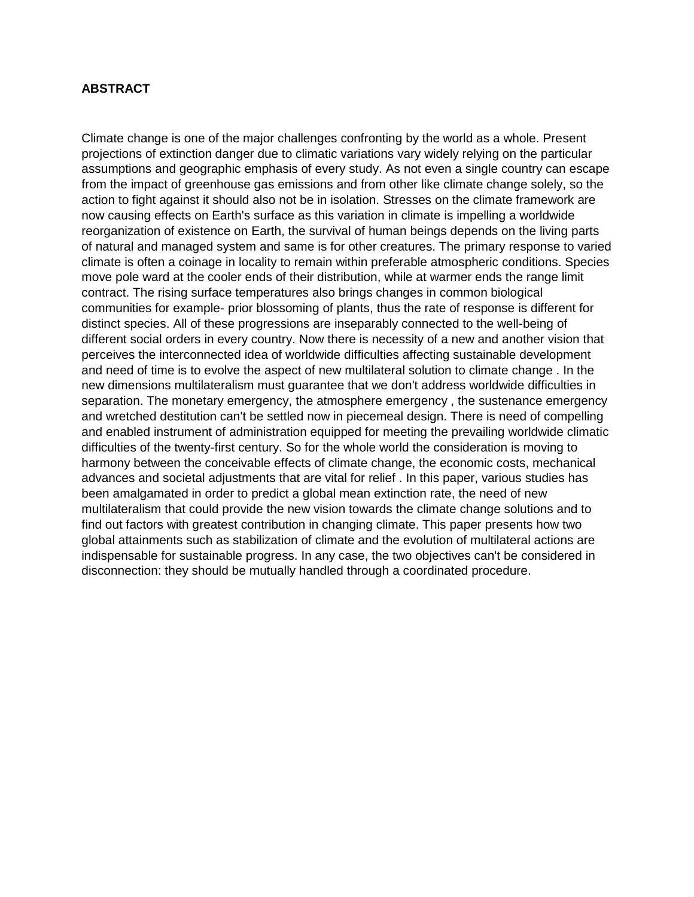**ABSTRACT**

Climate change is one of the major challenges confronting by the world as a whole. Present projections of extinction danger due to climatic variations vary widely relying on the particular assumptions and geographic emphasis of every study. As not even a single country can escape from the impact of greenhouse gas emissions and from other like climate change solely, so the action to fight against it should also not be in isolation. Stresses on the climate framework are now causing effects on Earth's surface as this variation in climate is impelling a worldwide reorganization of existence on Earth, the survival of human beings depends on the living parts of natural and managed system and same is for other creatures. The primary response to varied climate is often a coinage in locality to remain within preferable atmospheric conditions. Species move pole ward at the cooler ends of their distribution, while at warmer ends the range limit contract. The rising surface temperatures also brings changes in common biological communities for example- prior blossoming of plants, thus the rate of response is different for distinct species. All of these progressions are inseparably connected to the well-being of different social orders in every country. Now there is necessity of a new and another vision that perceives the interconnected idea of worldwide difficulties affecting sustainable development and need of time is to evolve the aspect of new multilateral solution to climate change . In the new dimensions multilateralism must guarantee that we don't address worldwide difficulties in separation. The monetary emergency, the atmosphere emergency , the sustenance emergency and wretched destitution can't be settled now in piecemeal design. There is need of compelling and enabled instrument of administration equipped for meeting the prevailing worldwide climatic difficulties of the twenty-first century. So for the whole world the consideration is moving to harmony between the conceivable effects of climate change, the economic costs, mechanical advances and societal adjustments that are vital for relief . In this paper, various studies has been amalgamated in order to predict a global mean extinction rate, the need of new multilateralism that could provide the new vision towards the climate change solutions and to find out factors with greatest contribution in changing climate. This paper presents how two global attainments such as stabilization of climate and the evolution of multilateral actions are indispensable for sustainable progress. In any case, the two objectives can't be considered in disconnection: they should be mutually handled through a coordinated procedure.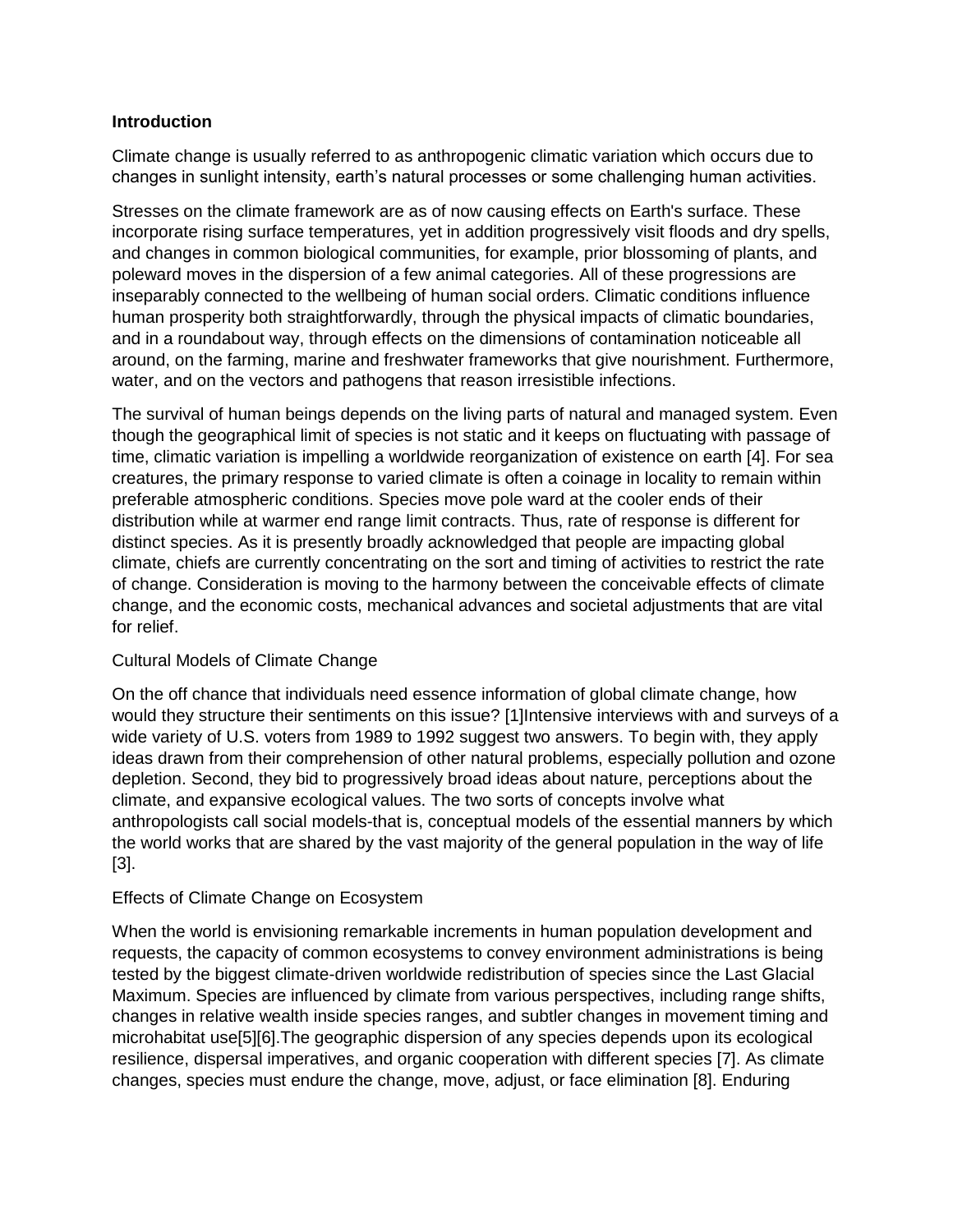**Introduction**

Climate change is usually referred to as anthropogenic climatic variation which occurs due to changes in sunlight intensity, earth's natural processes or some challenging human activities.

Stresses on the climate framework are as of now causing effects on Earth's surface. These incorporate rising surface temperatures, yet in addition progressively visit floods and dry spells, and changes in common biological communities, for example, prior blossoming of plants, and poleward moves in the dispersion of a few animal categories. All of these progressions are inseparably connected to the wellbeing of human social orders. Climatic conditions influence human prosperity both straightforwardly, through the physical impacts of climatic boundaries, and in a roundabout way, through effects on the dimensions of contamination noticeable all around, on the farming, marine and freshwater frameworks that give nourishment. Furthermore, water, and on the vectors and pathogens that reason irresistible infections.

The survival of human beings depends on the living parts of natural and managed system. Even though the geographical limit of species is not static and it keeps on fluctuating with passage of time, climatic variation is impelling a worldwide reorganization of existence on earth [4]. For sea creatures, the primary response to varied climate is often a coinage in locality to remain within preferable atmospheric conditions. Species move pole ward at the cooler ends of their distribution while at warmer end range limit contracts. Thus, rate of response is different for distinct species. As it is presently broadly acknowledged that people are impacting global climate, chiefs are currently concentrating on the sort and timing of activities to restrict the rate of change. Consideration is moving to the harmony between the conceivable effects of climate change, and the economic costs, mechanical advances and societal adjustments that are vital for relief.

Cultural Models of Climate Change

On the off chance that individuals need essence information of global climate change, how would they structure their sentiments on this issue? [1]Intensive interviews with and surveys of a wide variety of U.S. voters from 1989 to 1992 suggest two answers. To begin with, they apply ideas drawn from their comprehension of other natural problems, especially pollution and ozone depletion. Second, they bid to progressively broad ideas about nature, perceptions about the climate, and expansive ecological values. The two sorts of concepts involve what anthropologists call social models-that is, conceptual models of the essential manners by which the world works that are shared by the vast majority of the general population in the way of life [3].

Effects of Climate Change on Ecosystem

When the world is envisioning remarkable increments in human population development and requests, the capacity of common ecosystems to convey environment administrations is being tested by the biggest climate-driven worldwide redistribution of species since the Last Glacial Maximum. Species are influenced by climate from various perspectives, including range shifts, changes in relative wealth inside species ranges, and subtler changes in movement timing and microhabitat use[5][6].The geographic dispersion of any species depends upon its ecological resilience, dispersal imperatives, and organic cooperation with different species [7]. As climate changes, species must endure the change, move, adjust, or face elimination [8]. Enduring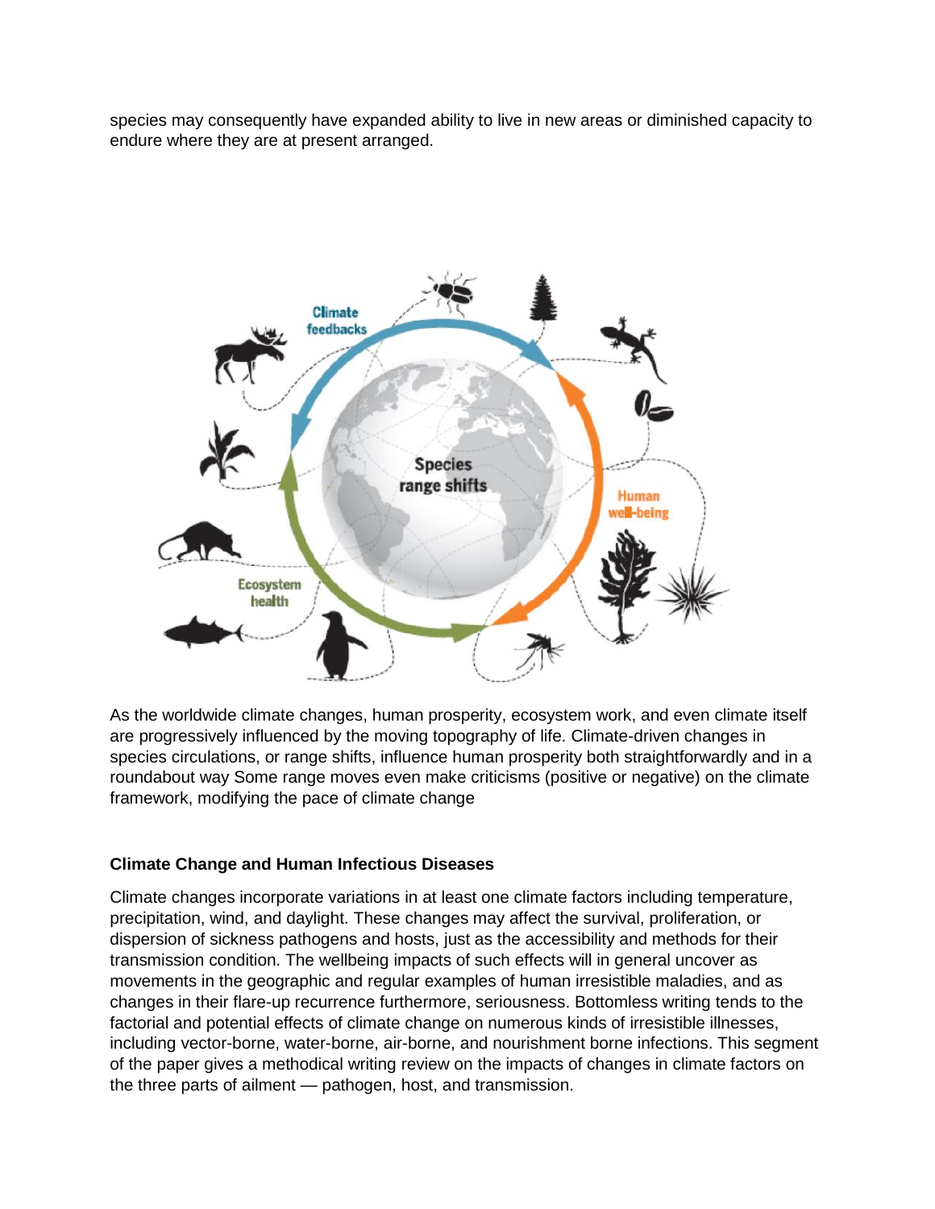species may consequently have expanded ability to live in new areas or diminished capacity to endure where they are at present arranged.

As the worldwide climate changes, human prosperity, ecosystem work, and even climate itself are progressively influenced by the moving topography of life. Climate-driven changes in species circulations, or range shifts, influence human prosperity both straightforwardly and in a roundabout way Some range moves even make criticisms (positive or negative) on the climate framework, modifying the pace of climate change

**Climate Change and Human Infectious Diseases**

Climate changes incorporate variations in at least one climate factors including temperature, precipitation, wind, and daylight. These changes may affect the survival, proliferation, or dispersion of sickness pathogens and hosts, just as the accessibility and methods for their transmission condition. The wellbeing impacts of such effects will in general uncover as movements in the geographic and regular examples of human irresistible maladies, and as changes in their flare-up recurrence furthermore, seriousness. Bottomless writing tends to the factorial and potential effects of climate change on numerous kinds of irresistible illnesses, including vector-borne, water-borne, air-borne, and nourishment borne infections. This segment of the paper gives a methodical writing review on the impacts of changes in climate factors on the three parts of ailment — pathogen, host, and transmission.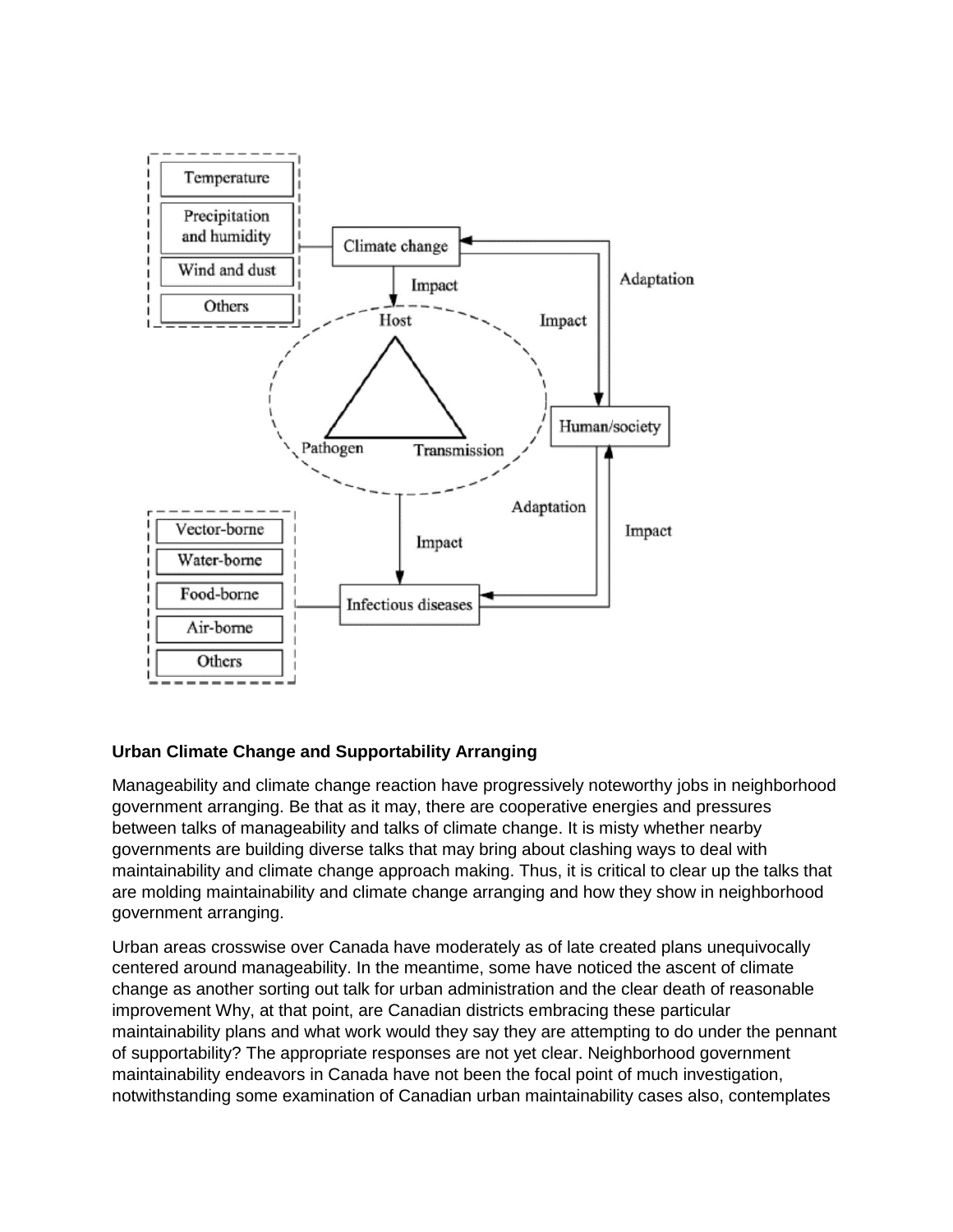Temperature

Precipitation and humidity

Wind and dust

Others

Climate change

Impact

Host

Pathogen

Transmission

Impact

Adaptation

Human/society

Adaptation

Impact

Impact

Vector-borne

Water-borne

Food-borne

Air-borne

Others

Infectious diseases

**Urban Climate Change and Supportability Arranging**

Manageability and climate change reaction have progressively noteworthy jobs in neighborhood government arranging. Be that as it may, there are cooperative energies and pressures between talks of manageability and talks of climate change. It is misty whether nearby governments are building diverse talks that may bring about clashing ways to deal with maintainability and climate change approach making. Thus, it is critical to clear up the talks that are molding maintainability and climate change arranging and how they show in neighborhood government arranging.

Urban areas crosswise over Canada have moderately as of late created plans unequivocally centered around manageability. In the meantime, some have noticed the ascent of climate change as another sorting out talk for urban administration and the clear death of reasonable improvement Why, at that point, are Canadian districts embracing these particular maintainability plans and what work would they say they are attempting to do under the pennant of supportability? The appropriate responses are not yet clear. Neighborhood government maintainability endeavors in Canada have not been the focal point of much investigation, notwithstanding some examination of Canadian urban maintainability cases also, contemplates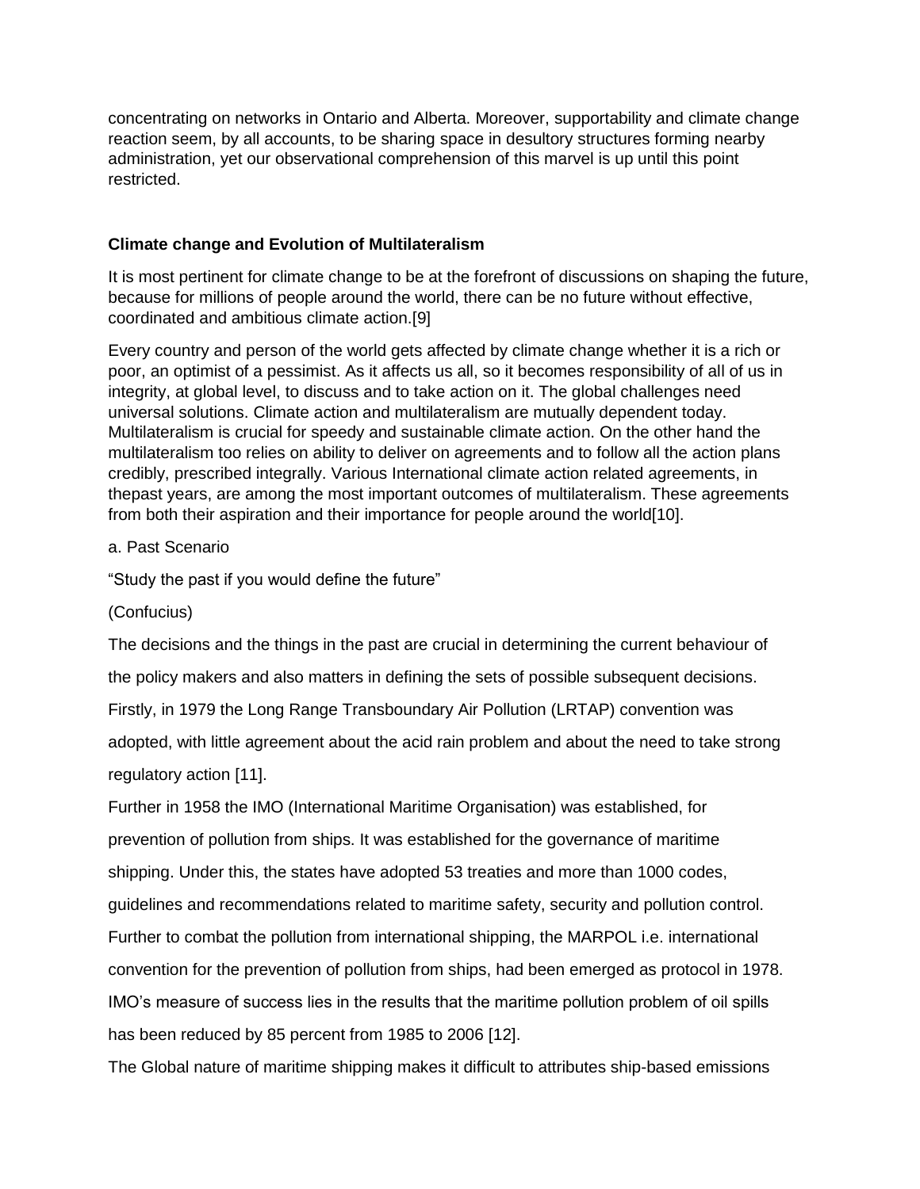concentrating on networks in Ontario and Alberta. Moreover, supportability and climate change reaction seem, by all accounts, to be sharing space in desultory structures forming nearby administration, yet our observational comprehension of this marvel is up until this point restricted.

**Climate change and Evolution of Multilateralism**

It is most pertinent for climate change to be at the forefront of discussions on shaping the future, because for millions of people around the world, there can be no future without effective, coordinated and ambitious climate action.[9]

Every country and person of the world gets affected by climate change whether it is a rich or poor, an optimist of a pessimist. As it affects us all, so it becomes responsibility of all of us in integrity, at global level, to discuss and to take action on it. The global challenges need universal solutions. Climate action and multilateralism are mutually dependent today. Multilateralism is crucial for speedy and sustainable climate action. On the other hand the multilateralism too relies on ability to deliver on agreements and to follow all the action plans credibly, prescribed integrally. Various International climate action related agreements, in thepast years, are among the most important outcomes of multilateralism. These agreements from both their aspiration and their importance for people around the world[10].

a. Past Scenario

"Study the past if you would define the future"

(Confucius)

The decisions and the things in the past are crucial in determining the current behaviour of the policy makers and also matters in defining the sets of possible subsequent decisions. Firstly, in 1979 the Long Range Transboundary Air Pollution (LRTAP) convention was adopted, with little agreement about the acid rain problem and about the need to take strong regulatory action [11].

Further in 1958 the IMO (International Maritime Organisation) was established, for prevention of pollution from ships. It was established for the governance of maritime shipping. Under this, the states have adopted 53 treaties and more than 1000 codes, guidelines and recommendations related to maritime safety, security and pollution control. Further to combat the pollution from international shipping, the MARPOL i.e. international convention for the prevention of pollution from ships, had been emerged as protocol in 1978. IMO's measure of success lies in the results that the maritime pollution problem of oil spills has been reduced by 85 percent from 1985 to 2006 [12].

The Global nature of maritime shipping makes it difficult to attributes ship-based emissions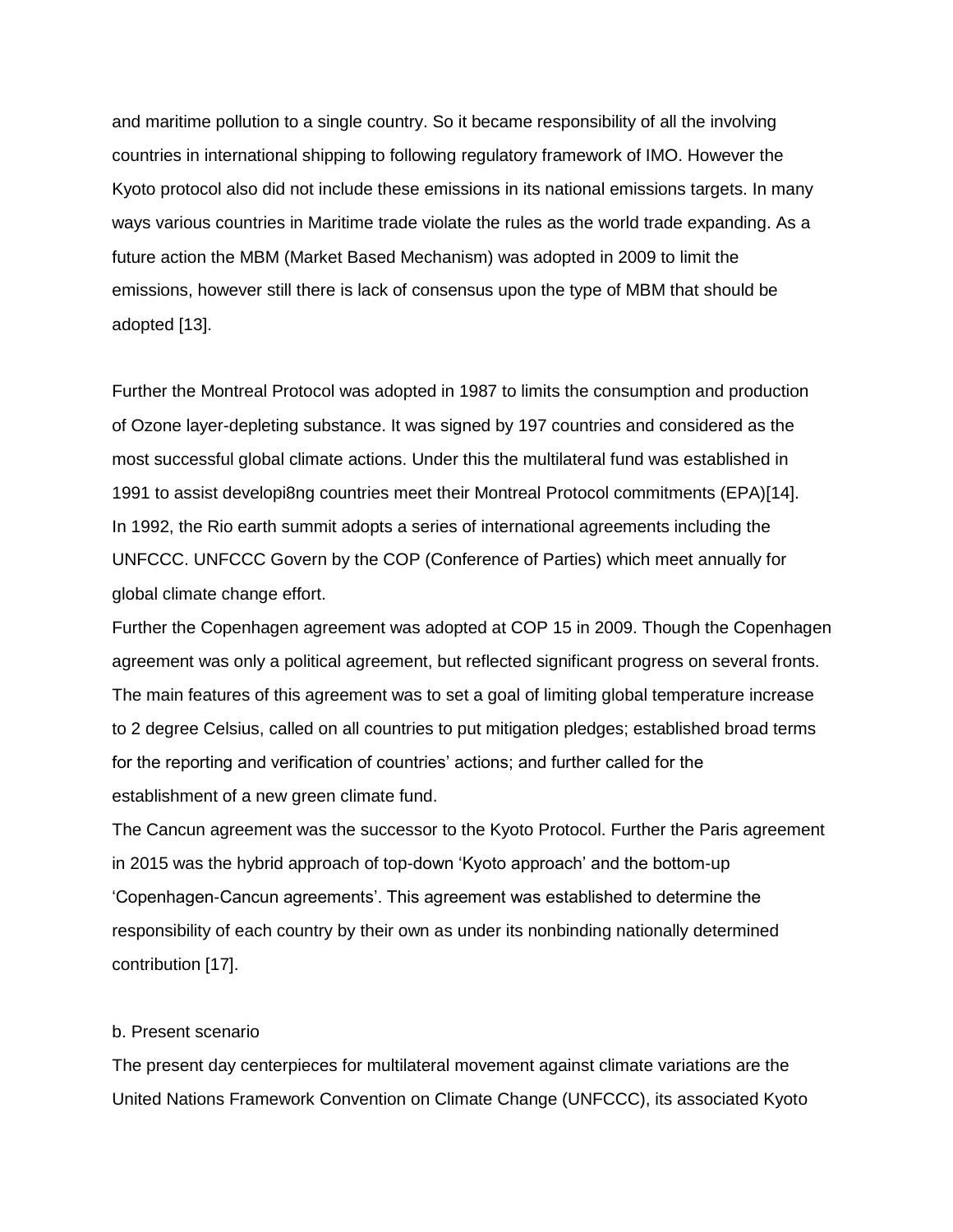and maritime pollution to a single country. So it became responsibility of all the involving countries in international shipping to following regulatory framework of IMO. However the Kyoto protocol also did not include these emissions in its national emissions targets. In many ways various countries in Maritime trade violate the rules as the world trade expanding. As a future action the MBM (Market Based Mechanism) was adopted in 2009 to limit the emissions, however still there is lack of consensus upon the type of MBM that should be adopted [13].

Further the Montreal Protocol was adopted in 1987 to limits the consumption and production of Ozone layer-depleting substance. It was signed by 197 countries and considered as the most successful global climate actions. Under this the multilateral fund was established in 1991 to assist developi8ng countries meet their Montreal Protocol commitments (EPA)[14].
In 1992, the Rio earth summit adopts a series of international agreements including the UNFCCC. UNFCCC Govern by the COP (Conference of Parties) which meet annually for global climate change effort.
Further the Copenhagen agreement was adopted at COP 15 in 2009. Though the Copenhagen agreement was only a political agreement, but reflected significant progress on several fronts. The main features of this agreement was to set a goal of limiting global temperature increase to 2 degree Celsius, called on all countries to put mitigation pledges; established broad terms for the reporting and verification of countries' actions; and further called for the establishment of a new green climate fund.
The Cancun agreement was the successor to the Kyoto Protocol. Further the Paris agreement in 2015 was the hybrid approach of top-down 'Kyoto approach' and the bottom-up 'Copenhagen-Cancun agreements'. This agreement was established to determine the responsibility of each country by their own as under its nonbinding nationally determined contribution [17].

b. Present scenario

The present day centerpieces for multilateral movement against climate variations are the United Nations Framework Convention on Climate Change (UNFCCC), its associated Kyoto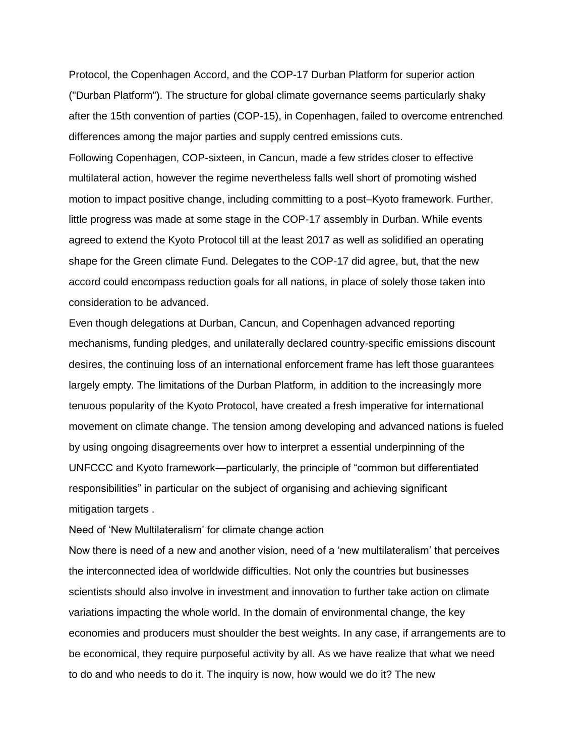Protocol, the Copenhagen Accord, and the COP-17 Durban Platform for superior action ("Durban Platform"). The structure for global climate governance seems particularly shaky after the 15th convention of parties (COP-15), in Copenhagen, failed to overcome entrenched differences among the major parties and supply centred emissions cuts.

Following Copenhagen, COP-sixteen, in Cancun, made a few strides closer to effective multilateral action, however the regime nevertheless falls well short of promoting wished motion to impact positive change, including committing to a post–Kyoto framework. Further, little progress was made at some stage in the COP-17 assembly in Durban. While events agreed to extend the Kyoto Protocol till at the least 2017 as well as solidified an operating shape for the Green climate Fund. Delegates to the COP-17 did agree, but, that the new accord could encompass reduction goals for all nations, in place of solely those taken into consideration to be advanced.

Even though delegations at Durban, Cancun, and Copenhagen advanced reporting mechanisms, funding pledges, and unilaterally declared country-specific emissions discount desires, the continuing loss of an international enforcement frame has left those guarantees largely empty. The limitations of the Durban Platform, in addition to the increasingly more tenuous popularity of the Kyoto Protocol, have created a fresh imperative for international movement on climate change. The tension among developing and advanced nations is fueled by using ongoing disagreements over how to interpret a essential underpinning of the UNFCCC and Kyoto framework—particularly, the principle of "common but differentiated responsibilities" in particular on the subject of organising and achieving significant mitigation targets .

## Need of 'New Multilateralism' for climate change action

Now there is need of a new and another vision, need of a 'new multilateralism' that perceives the interconnected idea of worldwide difficulties. Not only the countries but businesses scientists should also involve in investment and innovation to further take action on climate variations impacting the whole world. In the domain of environmental change, the key economies and producers must shoulder the best weights. In any case, if arrangements are to be economical, they require purposeful activity by all. As we have realize that what we need to do and who needs to do it. The inquiry is now, how would we do it? The new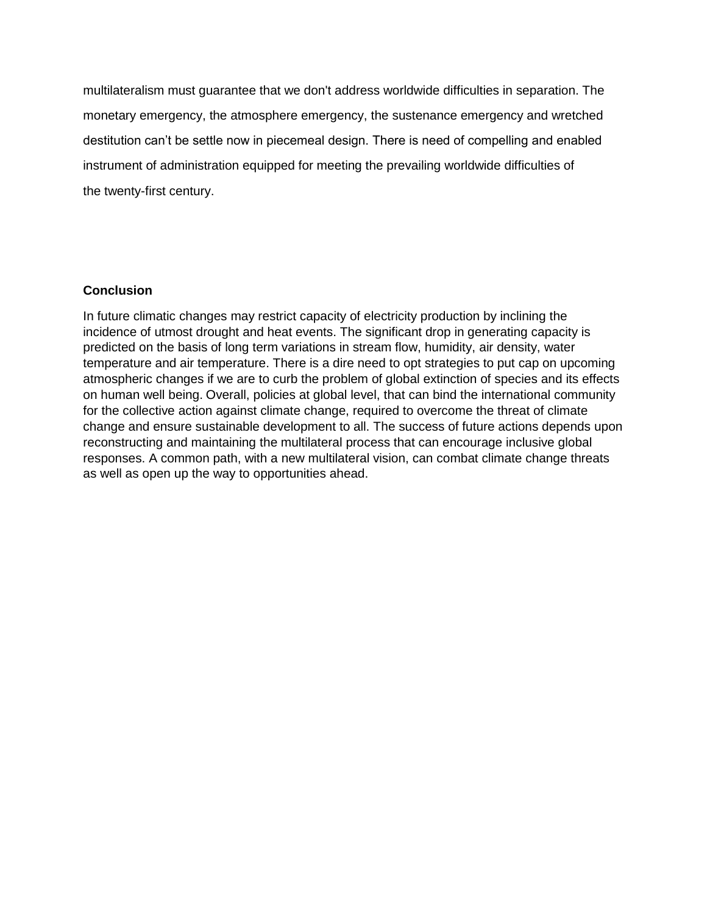multilateralism must guarantee that we don't address worldwide difficulties in separation. The monetary emergency, the atmosphere emergency, the sustenance emergency and wretched destitution can't be settle now in piecemeal design. There is need of compelling and enabled instrument of administration equipped for meeting the prevailing worldwide difficulties of the twenty-first century.

**Conclusion**

In future climatic changes may restrict capacity of electricity production by inclining the incidence of utmost drought and heat events. The significant drop in generating capacity is predicted on the basis of long term variations in stream flow, humidity, air density, water temperature and air temperature. There is a dire need to opt strategies to put cap on upcoming atmospheric changes if we are to curb the problem of global extinction of species and its effects on human well being. Overall, policies at global level, that can bind the international community for the collective action against climate change, required to overcome the threat of climate change and ensure sustainable development to all. The success of future actions depends upon reconstructing and maintaining the multilateral process that can encourage inclusive global responses. A common path, with a new multilateral vision, can combat climate change threats as well as open up the way to opportunities ahead.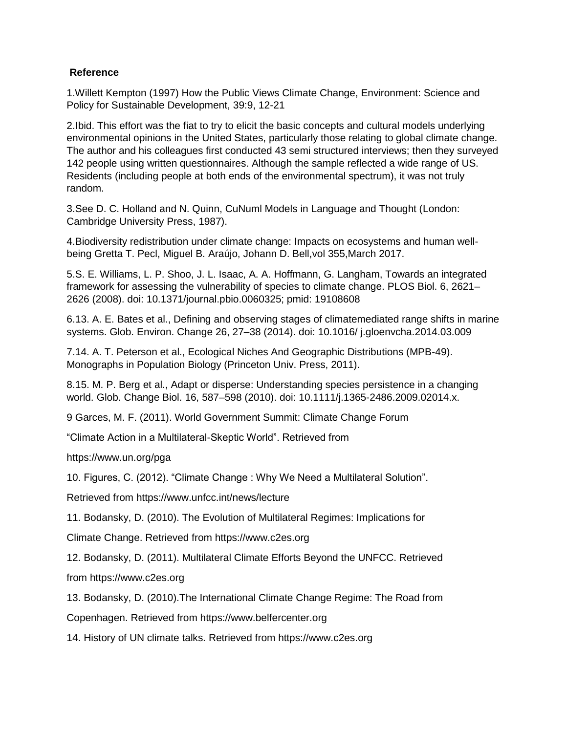**Reference**

1.Willett Kempton (1997) How the Public Views Climate Change, Environment: Science and Policy for Sustainable Development, 39:9, 12-21

2.Ibid. This effort was the fiat to try to elicit the basic concepts and cultural models underlying environmental opinions in the United States, particularly those relating to global climate change. The author and his colleagues first conducted 43 semi structured interviews; then they surveyed 142 people using written questionnaires. Although the sample reflected a wide range of US. Residents (including people at both ends of the environmental spectrum), it was not truly random.

3.See D. C. Holland and N. Quinn, CuNuml Models in Language and Thought (London: Cambridge University Press, 1987).

4.Biodiversity redistribution under climate change: Impacts on ecosystems and human well-being Gretta T. Pecl, Miguel B. Araújo, Johann D. Bell,vol 355,March 2017.

5.S. E. Williams, L. P. Shoo, J. L. Isaac, A. A. Hoffmann, G. Langham, Towards an integrated framework for assessing the vulnerability of species to climate change. PLOS Biol. 6, 2621–2626 (2008). doi: 10.1371/journal.pbio.0060325; pmid: 19108608

6.13. A. E. Bates et al., Defining and observing stages of climatemediated range shifts in marine systems. Glob. Environ. Change 26, 27–38 (2014). doi: 10.1016/ j.gloenvcha.2014.03.009

7.14. A. T. Peterson et al., Ecological Niches And Geographic Distributions (MPB-49). Monographs in Population Biology (Princeton Univ. Press, 2011).

8.15. M. P. Berg et al., Adapt or disperse: Understanding species persistence in a changing world. Glob. Change Biol. 16, 587–598 (2010). doi: 10.1111/j.1365-2486.2009.02014.x.

9 Garces, M. F. (2011). World Government Summit: Climate Change Forum

"Climate Action in a Multilateral-Skeptic World". Retrieved from

https://www.un.org/pga

10. Figures, C. (2012). "Climate Change : Why We Need a Multilateral Solution".

Retrieved from https://www.unfcc.int/news/lecture

11. Bodansky, D. (2010). The Evolution of Multilateral Regimes: Implications for

Climate Change. Retrieved from https://www.c2es.org

12. Bodansky, D. (2011). Multilateral Climate Efforts Beyond the UNFCC. Retrieved

from https://www.c2es.org

13. Bodansky, D. (2010).The International Climate Change Regime: The Road from

Copenhagen. Retrieved from https://www.belfercenter.org

14. History of UN climate talks. Retrieved from https://www.c2es.org